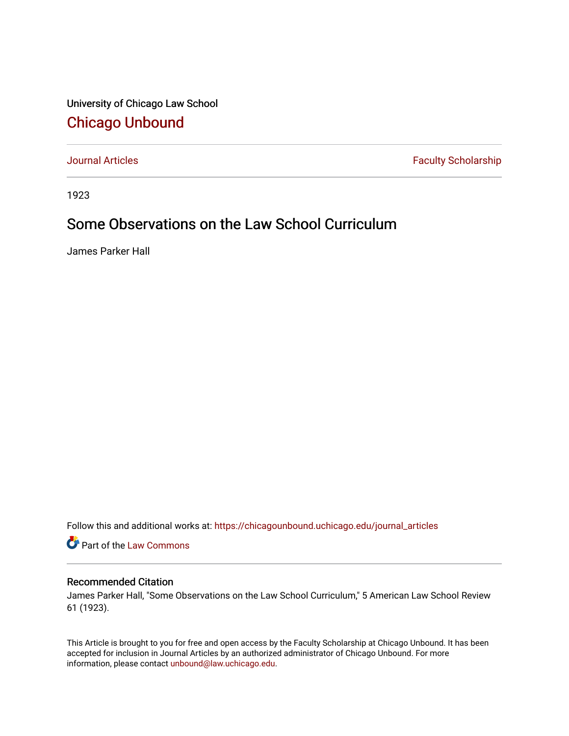University of Chicago Law School

## Chicago Unbound

Journal Articles | Faculty Scholarship

1923

# Some Observations on the Law School Curriculum

James Parker Hall

Follow this and additional works at: https://chicagounbound.uchicago.edu/journal_articles

Part of the Law Commons

### Recommended Citation

James Parker Hall, "Some Observations on the Law School Curriculum," 5 American Law School Review 61 (1923).

This Article is brought to you for free and open access by the Faculty Scholarship at Chicago Unbound. It has been accepted for inclusion in Journal Articles by an authorized administrator of Chicago Unbound. For more information, please contact unbound@law.uchicago.edu.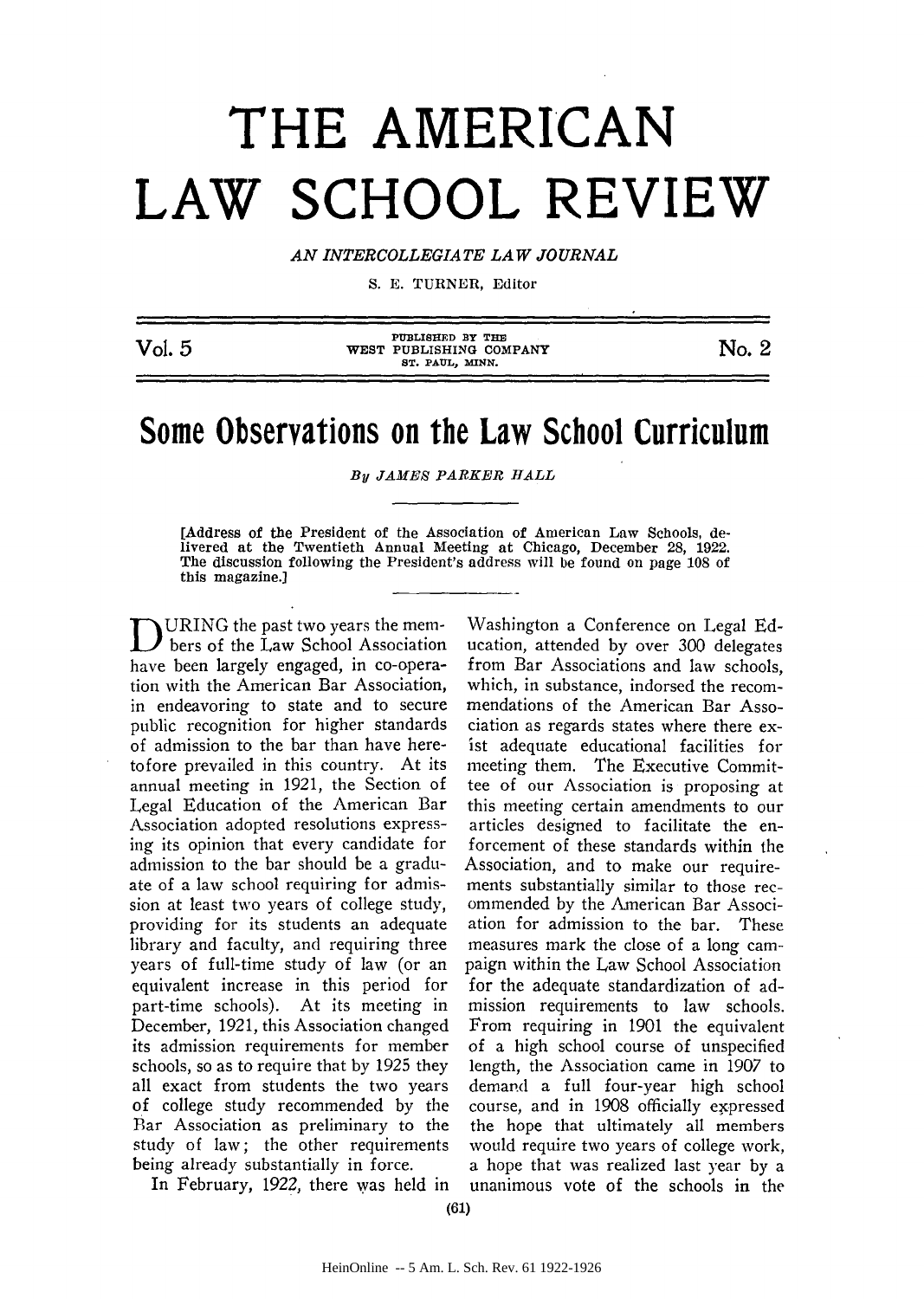# THE AMERICAN LAW SCHOOL REVIEW

*AN INTERCOLLEGIATE LAW JOURNAL*

S. E. TURNER, Editor

Vol. 5 — PUBLISHED BY THE WEST PUBLISHING COMPANY ST. PAUL, MINN. — No. 2

## Some Observations on the Law School Curriculum

*By JAMES PARKER HALL*

[Address of the President of the Association of American Law Schools, delivered at the Twentieth Annual Meeting at Chicago, December 28, 1922. The discussion following the President's address will be found on page 108 of this magazine.]

DURING the past two years the members of the Law School Association have been largely engaged, in co-operation with the American Bar Association, in endeavoring to state and to secure public recognition for higher standards of admission to the bar than have heretofore prevailed in this country. At its annual meeting in 1921, the Section of Legal Education of the American Bar Association adopted resolutions expressing its opinion that every candidate for admission to the bar should be a graduate of a law school requiring for admission at least two years of college study, providing for its students an adequate library and faculty, and requiring three years of full-time study of law (or an equivalent increase in this period for part-time schools). At its meeting in December, 1921, this Association changed its admission requirements for member schools, so as to require that by 1925 they all exact from students the two years of college study recommended by the Bar Association as preliminary to the study of law; the other requirements being already substantially in force.

In February, 1922, there was held in Washington a Conference on Legal Education, attended by over 300 delegates from Bar Associations and law schools, which, in substance, indorsed the recommendations of the American Bar Association as regards states where there exist adequate educational facilities for meeting them. The Executive Committee of our Association is proposing at this meeting certain amendments to our articles designed to facilitate the enforcement of these standards within the Association, and to make our requirements substantially similar to those recommended by the American Bar Association for admission to the bar. These measures mark the close of a long campaign within the Law School Association for the adequate standardization of admission requirements to law schools. From requiring in 1901 the equivalent of a high school course of unspecified length, the Association came in 1907 to demand a full four-year high school course, and in 1908 officially expressed the hope that ultimately all members would require two years of college work, a hope that was realized last year by a unanimous vote of the schools in the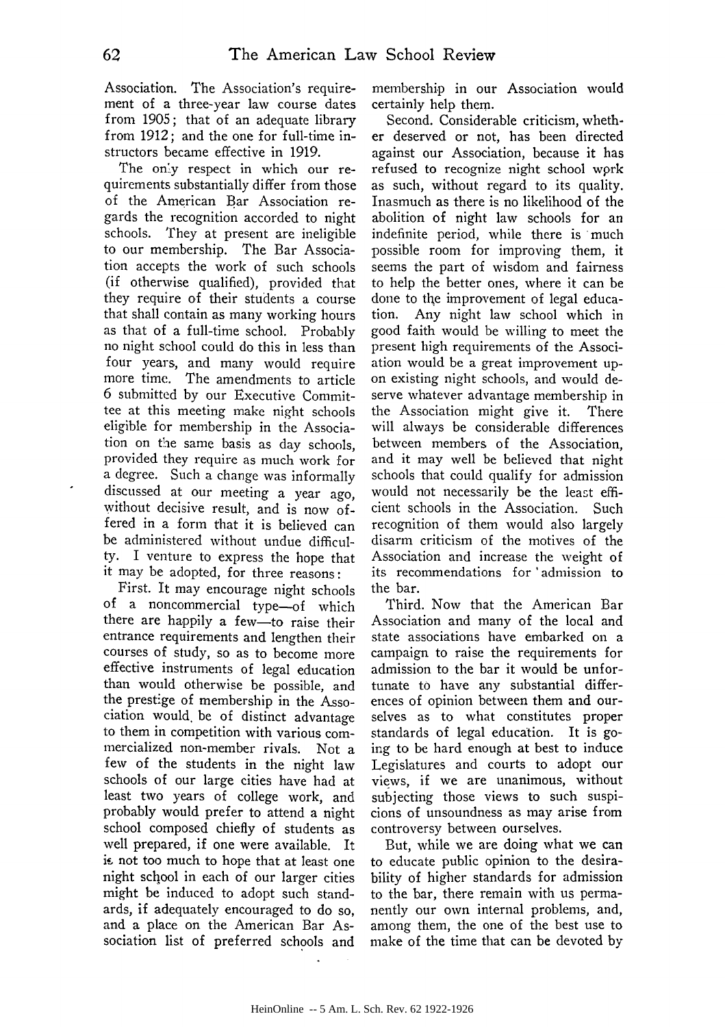Association. The Association's requirement of a three-year law course dates from 1905; that of an adequate library from 1912; and the one for full-time instructors became effective in 1919.

The only respect in which our requirements substantially differ from those of the American Bar Association regards the recognition accorded to night schools. They at present are ineligible to our membership. The Bar Association accepts the work of such schools (if otherwise qualified), provided that they require of their students a course that shall contain as many working hours as that of a full-time school. Probably no night school could do this in less than four years, and many would require more time. The amendments to article 6 submitted by our Executive Committee at this meeting make night schools eligible for membership in the Association on the same basis as day schools, provided they require as much work for a degree. Such a change was informally discussed at our meeting a year ago, without decisive result, and is now offered in a form that it is believed can be administered without undue difficulty. I venture to express the hope that it may be adopted, for three reasons:

First. It may encourage night schools of a noncommercial type—of which there are happily a few—to raise their entrance requirements and lengthen their courses of study, so as to become more effective instruments of legal education than would otherwise be possible, and the prestige of membership in the Association would be of distinct advantage to them in competition with various commercialized non-member rivals. Not a few of the students in the night law schools of our large cities have had at least two years of college work, and probably would prefer to attend a night school composed chiefly of students as well prepared, if one were available. It is not too much to hope that at least one night school in each of our larger cities might be induced to adopt such standards, if adequately encouraged to do so, and a place on the American Bar Association list of preferred schools and membership in our Association would certainly help them.

Second. Considerable criticism, whether deserved or not, has been directed against our Association, because it has refused to recognize night school work as such, without regard to its quality. Inasmuch as there is no likelihood of the abolition of night law schools for an indefinite period, while there is much possible room for improving them, it seems the part of wisdom and fairness to help the better ones, where it can be done to the improvement of legal education. Any night law school which in good faith would be willing to meet the present high requirements of the Association would be a great improvement upon existing night schools, and would deserve whatever advantage membership in the Association might give it. There will always be considerable differences between members of the Association, and it may well be believed that night schools that could qualify for admission would not necessarily be the least efficient schools in the Association. Such recognition of them would also largely disarm criticism of the motives of the Association and increase the weight of its recommendations for admission to the bar.

Third. Now that the American Bar Association and many of the local and state associations have embarked on a campaign to raise the requirements for admission to the bar it would be unfortunate to have any substantial differences of opinion between them and ourselves as to what constitutes proper standards of legal education. It is going to be hard enough at best to induce Legislatures and courts to adopt our views, if we are unanimous, without subjecting those views to such suspicions of unsoundness as may arise from controversy between ourselves.

But, while we are doing what we can to educate public opinion to the desirability of higher standards for admission to the bar, there remain with us permanently our own internal problems, and, among them, the one of the best use to make of the time that can be devoted by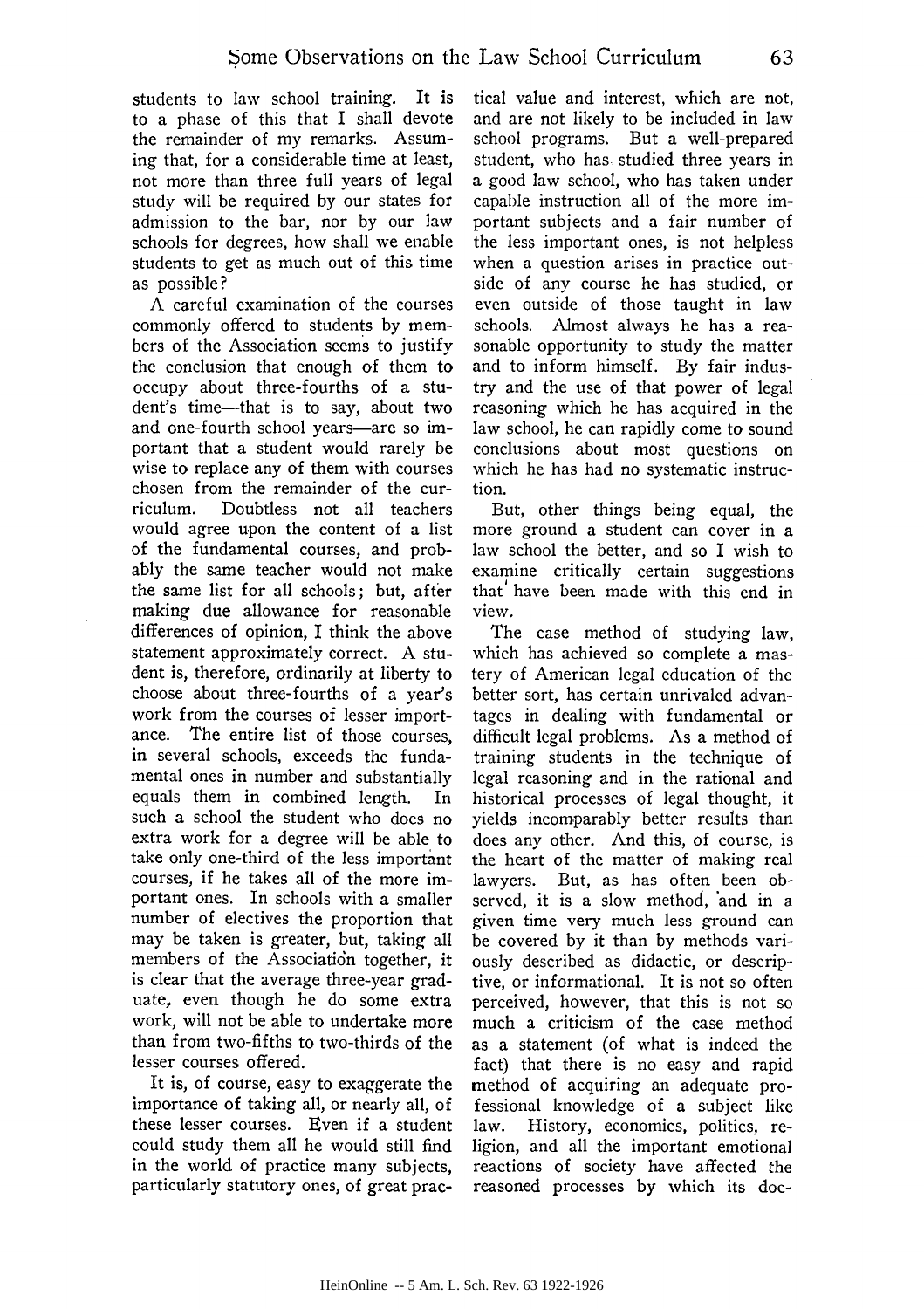students to law school training. It is to a phase of this that I shall devote the remainder of my remarks. Assuming that, for a considerable time at least, not more than three full years of legal study will be required by our states for admission to the bar, nor by our law schools for degrees, how shall we enable students to get as much out of this time as possible?

A careful examination of the courses commonly offered to students by members of the Association seems to justify the conclusion that enough of them to occupy about three-fourths of a student's time—that is to say, about two and one-fourth school years—are so important that a student would rarely be wise to replace any of them with courses chosen from the remainder of the curriculum. Doubtless not all teachers would agree upon the content of a list of the fundamental courses, and probably the same teacher would not make the same list for all schools; but, after making due allowance for reasonable differences of opinion, I think the above statement approximately correct. A student is, therefore, ordinarily at liberty to choose about three-fourths of a year's work from the courses of lesser importance. The entire list of those courses, in several schools, exceeds the fundamental ones in number and substantially equals them in combined length. In such a school the student who does no extra work for a degree will be able to take only one-third of the less important courses, if he takes all of the more important ones. In schools with a smaller number of electives the proportion that may be taken is greater, but, taking all members of the Association together, it is clear that the average three-year graduate, even though he do some extra work, will not be able to undertake more than from two-fifths to two-thirds of the lesser courses offered.

It is, of course, easy to exaggerate the importance of taking all, or nearly all, of these lesser courses. Even if a student could study them all he would still find in the world of practice many subjects, particularly statutory ones, of great practical value and interest, which are not, and are not likely to be included in law school programs. But a well-prepared student, who has studied three years in a good law school, who has taken under capable instruction all of the more important subjects and a fair number of the less important ones, is not helpless when a question arises in practice outside of any course he has studied, or even outside of those taught in law schools. Almost always he has a reasonable opportunity to study the matter and to inform himself. By fair industry and the use of that power of legal reasoning which he has acquired in the law school, he can rapidly come to sound conclusions about most questions on which he has had no systematic instruction.

But, other things being equal, the more ground a student can cover in a law school the better, and so I wish to examine critically certain suggestions that have been made with this end in view.

The case method of studying law, which has achieved so complete a mastery of American legal education of the better sort, has certain unrivaled advantages in dealing with fundamental or difficult legal problems. As a method of training students in the technique of legal reasoning and in the rational and historical processes of legal thought, it yields incomparably better results than does any other. And this, of course, is the heart of the matter of making real lawyers. But, as has often been observed, it is a slow method, and in a given time very much less ground can be covered by it than by methods variously described as didactic, or descriptive, or informational. It is not so often perceived, however, that this is not so much a criticism of the case method as a statement (of what is indeed the fact) that there is no easy and rapid method of acquiring an adequate professional knowledge of a subject like law. History, economics, politics, religion, and all the important emotional reactions of society have affected the reasoned processes by which its doc-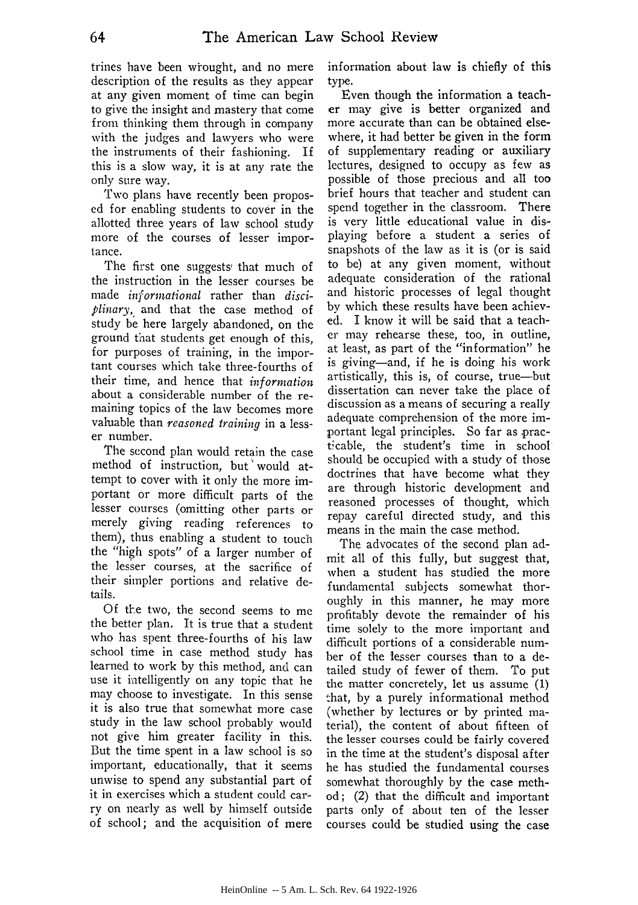trines have been wrought, and no mere description of the results as they appear at any given moment of time can begin to give the insight and mastery that come from thinking them through in company with the judges and lawyers who were the instruments of their fashioning. If this is a slow way, it is at any rate the only sure way.

Two plans have recently been proposed for enabling students to cover in the allotted three years of law school study more of the courses of lesser importance.

The first one suggests that much of the instruction in the lesser courses be made *informational* rather than *disciplinary*, and that the case method of study be here largely abandoned, on the ground that students get enough of this, for purposes of training, in the important courses which take three-fourths of their time, and hence that *information* about a considerable number of the remaining topics of the law becomes more valuable than *reasoned training* in a lesser number.

The second plan would retain the case method of instruction, but would attempt to cover with it only the more important or more difficult parts of the lesser courses (omitting other parts or merely giving reading references to them), thus enabling a student to touch the "high spots" of a larger number of the lesser courses, at the sacrifice of their simpler portions and relative details.

Of the two, the second seems to me the better plan. It is true that a student who has spent three-fourths of his law school time in case method study has learned to work by this method, and can use it intelligently on any topic that he may choose to investigate. In this sense it is also true that somewhat more case study in the law school probably would not give him greater facility in this. But the time spent in a law school is so important, educationally, that it seems unwise to spend any substantial part of it in exercises which a student could carry on nearly as well by himself outside of school; and the acquisition of mere information about law is chiefly of this type.

Even though the information a teacher may give is better organized and more accurate than can be obtained elsewhere, it had better be given in the form of supplementary reading or auxiliary lectures, designed to occupy as few as possible of those precious and all too brief hours that teacher and student can spend together in the classroom. There is very little educational value in displaying before a student a series of snapshots of the law as it is (or is said to be) at any given moment, without adequate consideration of the rational and historic processes of legal thought by which these results have been achieved. I know it will be said that a teacher may rehearse these, too, in outline, at least, as part of the "information" he is giving—and, if he is doing his work artistically, this is, of course, true—but dissertation can never take the place of discussion as a means of securing a really adequate comprehension of the more important legal principles. So far as practicable, the student's time in school should be occupied with a study of those doctrines that have become what they are through historic development and reasoned processes of thought, which repay careful directed study, and this means in the main the case method.

The advocates of the second plan admit all of this fully, but suggest that, when a student has studied the more fundamental subjects somewhat thoroughly in this manner, he may more profitably devote the remainder of his time solely to the more important and difficult portions of a considerable number of the lesser courses than to a detailed study of fewer of them. To put the matter concretely, let us assume (1) that, by a purely informational method (whether by lectures or by printed material), the content of about fifteen of the lesser courses could be fairly covered in the time at the student's disposal after he has studied the fundamental courses somewhat thoroughly by the case method; (2) that the difficult and important parts only of about ten of the lesser courses could be studied using the case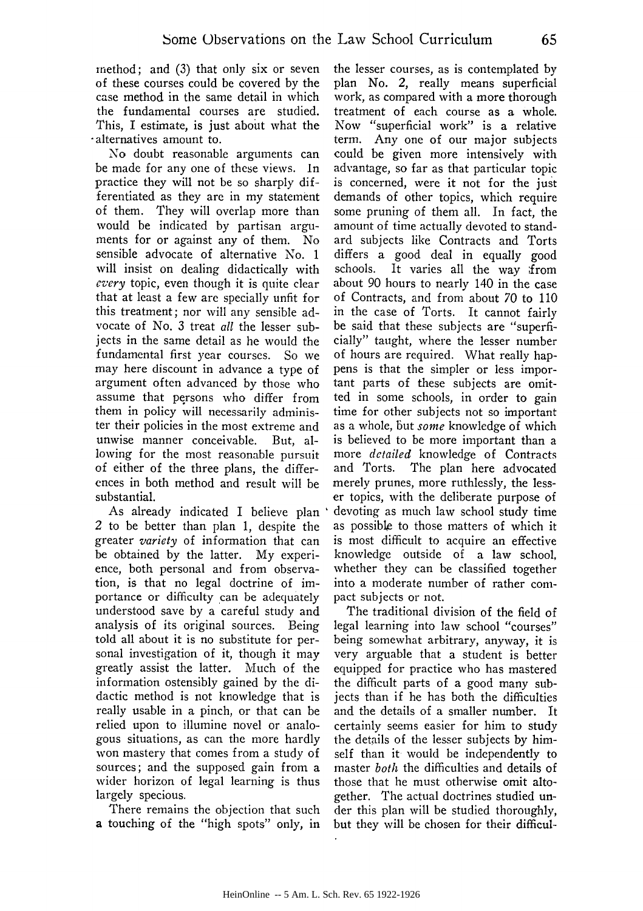method; and (3) that only six or seven of these courses could be covered by the case method in the same detail in which the fundamental courses are studied. This, I estimate, is just about what the alternatives amount to.

No doubt reasonable arguments can be made for any one of these views. In practice they will not be so sharply differentiated as they are in my statement of them. They will overlap more than would be indicated by partisan arguments for or against any of them. No sensible advocate of alternative No. 1 will insist on dealing didactically with *every* topic, even though it is quite clear that at least a few are specially unfit for this treatment; nor will any sensible advocate of No. 3 treat *all* the lesser subjects in the same detail as he would the fundamental first year courses. So we may here discount in advance a type of argument often advanced by those who assume that persons who differ from them in policy will necessarily administer their policies in the most extreme and unwise manner conceivable. But, allowing for the most reasonable pursuit of either of the three plans, the differences in both method and result will be substantial.

As already indicated I believe plan 2 to be better than plan 1, despite the greater *variety* of information that can be obtained by the latter. My experience, both personal and from observation, is that no legal doctrine of importance or difficulty can be adequately understood save by a careful study and analysis of its original sources. Being told all about it is no substitute for personal investigation of it, though it may greatly assist the latter. Much of the information ostensibly gained by the didactic method is not knowledge that is really usable in a pinch, or that can be relied upon to illumine novel or analogous situations, as can the more hardly won mastery that comes from a study of sources; and the supposed gain from a wider horizon of legal learning is thus largely specious.

There remains the objection that such a touching of the "high spots" only, in the lesser courses, as is contemplated by plan No. 2, really means superficial work, as compared with a more thorough treatment of each course as a whole. Now "superficial work" is a relative term. Any one of our major subjects could be given more intensively with advantage, so far as that particular topic is concerned, were it not for the just demands of other topics, which require some pruning of them all. In fact, the amount of time actually devoted to standard subjects like Contracts and Torts differs a good deal in equally good schools. It varies all the way from about 90 hours to nearly 140 in the case of Contracts, and from about 70 to 110 in the case of Torts. It cannot fairly be said that these subjects are "superficially" taught, where the lesser number of hours are required. What really happens is that the simpler or less important parts of these subjects are omitted in some schools, in order to gain time for other subjects not so important as a whole, but *some* knowledge of which is believed to be more important than a more *detailed* knowledge of Contracts and Torts. The plan here advocated merely prunes, more ruthlessly, the lesser topics, with the deliberate purpose of devoting as much law school study time as possible to those matters of which it is most difficult to acquire an effective knowledge outside of a law school, whether they can be classified together into a moderate number of rather compact subjects or not.

The traditional division of the field of legal learning into law school "courses" being somewhat arbitrary, anyway, it is very arguable that a student is better equipped for practice who has mastered the difficult parts of a good many subjects than if he has both the difficulties and the details of a smaller number. It certainly seems easier for him to study the details of the lesser subjects by himself than it would be independently to master *both* the difficulties and details of those that he must otherwise omit altogether. The actual doctrines studied under this plan will be studied thoroughly, but they will be chosen for their difficul-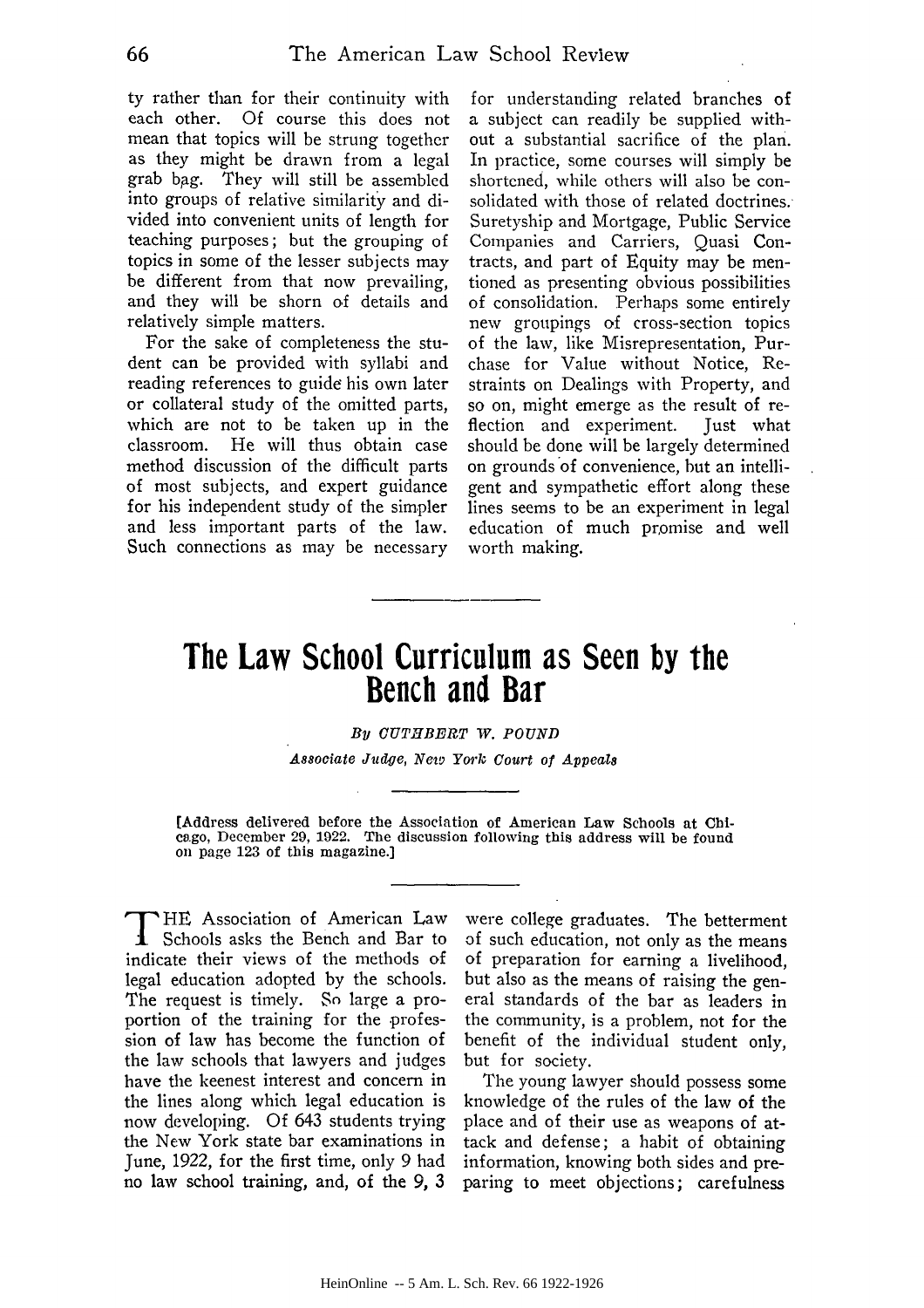ty rather than for their continuity with each other. Of course this does not mean that topics will be strung together as they might be drawn from a legal grab bag. They will still be assembled into groups of relative similarity and divided into convenient units of length for teaching purposes; but the grouping of topics in some of the lesser subjects may be different from that now prevailing, and they will be shorn of details and relatively simple matters.

For the sake of completeness the student can be provided with syllabi and reading references to guide his own later or collateral study of the omitted parts, which are not to be taken up in the classroom. He will thus obtain case method discussion of the difficult parts of most subjects, and expert guidance for his independent study of the simpler and less important parts of the law. Such connections as may be necessary for understanding related branches of a subject can readily be supplied without a substantial sacrifice of the plan. In practice, some courses will simply be shortened, while others will also be consolidated with those of related doctrines. Suretyship and Mortgage, Public Service Companies and Carriers, Quasi Contracts, and part of Equity may be mentioned as presenting obvious possibilities of consolidation. Perhaps some entirely new groupings of cross-section topics of the law, like Misrepresentation, Purchase for Value without Notice, Restraints on Dealings with Property, and so on, might emerge as the result of reflection and experiment. Just what should be done will be largely determined on grounds of convenience, but an intelligent and sympathetic effort along these lines seems to be an experiment in legal education of much promise and well worth making.

# The Law School Curriculum as Seen by the Bench and Bar

*By CUTHBERT W. POUND*

*Associate Judge, New York Court of Appeals*

[Address delivered before the Association of American Law Schools at Chicago, December 29, 1922. The discussion following this address will be found on page 123 of this magazine.]

THE Association of American Law Schools asks the Bench and Bar to indicate their views of the methods of legal education adopted by the schools. The request is timely. So large a proportion of the training for the profession of law has become the function of the law schools that lawyers and judges have the keenest interest and concern in the lines along which legal education is now developing. Of 643 students trying the New York state bar examinations in June, 1922, for the first time, only 9 had no law school training, and, of the 9, 3 were college graduates. The betterment of such education, not only as the means of preparation for earning a livelihood, but also as the means of raising the general standards of the bar as leaders in the community, is a problem, not for the benefit of the individual student only, but for society.

The young lawyer should possess some knowledge of the rules of the law of the place and of their use as weapons of attack and defense; a habit of obtaining information, knowing both sides and preparing to meet objections; carefulness